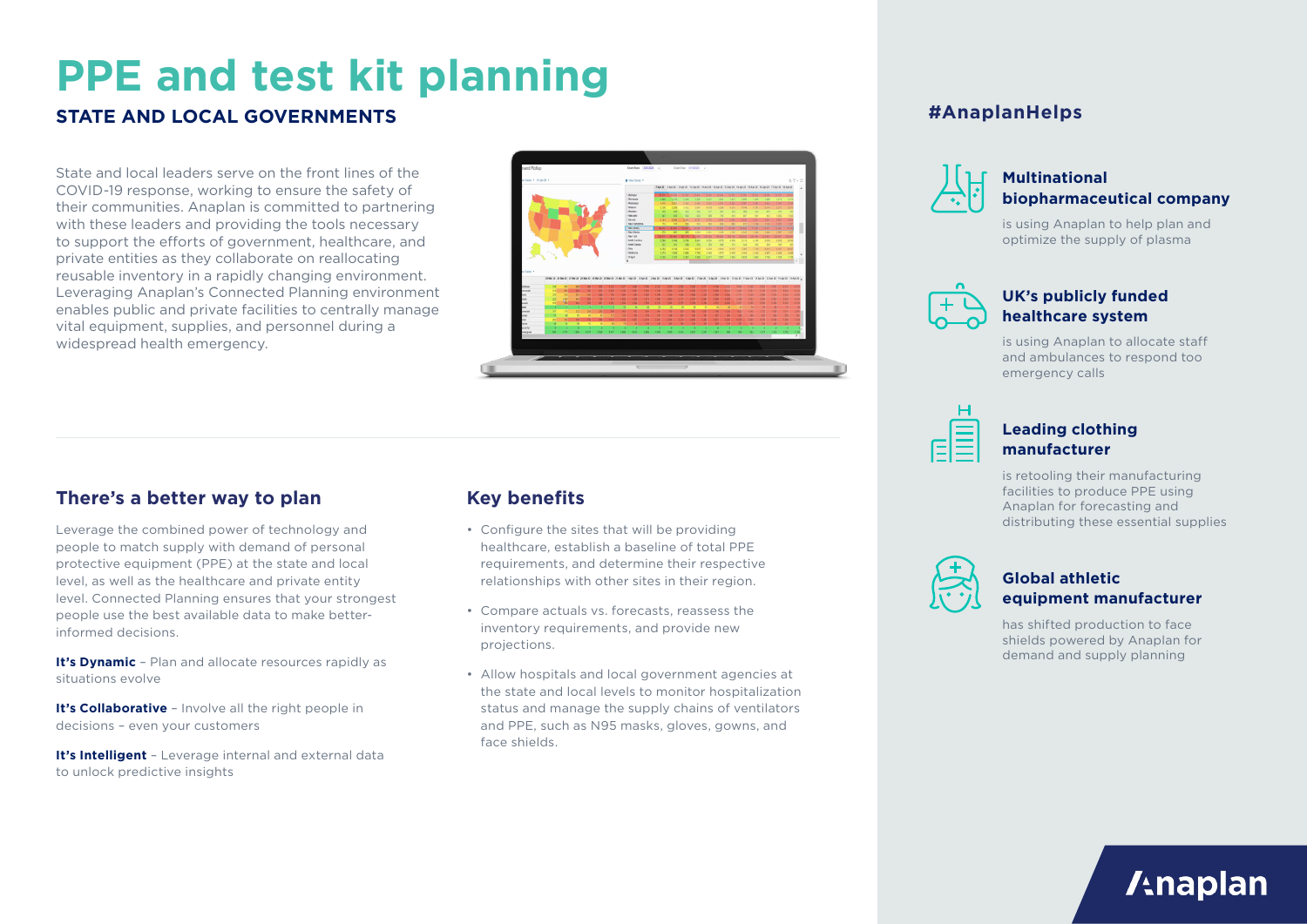# PPE and test kit planning

## STATE AND LOCAL GOVERNMENTS

State and local leaders serve on the front lines of the COVID-19 response, working to ensure the safety of their communities. Anaplan is committed to partnering with these leaders and providing the tools necessary to support the efforts of government, healthcare, and private entities as they collaborate on reallocating reusable inventory in a rapidly changing environment. Leveraging Anaplan's Connected Planning environment enables public and private facilities to centrally manage vital equipment, supplies, and personnel during a widespread health emergency.

## There's a better way to plan

Leverage the combined power of technology and people to match supply with demand of personal protective equipment (PPE) at the state and local level, as well as the healthcare and private entity level. Connected Planning ensures that your strongest people use the best available data to make better-informed decisions.

**It's Dynamic** – Plan and allocate resources rapidly as situations evolve

**It's Collaborative** – Involve all the right people in decisions – even your customers

**It's Intelligent** – Leverage internal and external data to unlock predictive insights

## Key benefits

- Configure the sites that will be providing healthcare, establish a baseline of total PPE requirements, and determine their respective relationships with other sites in their region.
- Compare actuals vs. forecasts, reassess the inventory requirements, and provide new projections.
- Allow hospitals and local government agencies at the state and local levels to monitor hospitalization status and manage the supply chains of ventilators and PPE, such as N95 masks, gloves, gowns, and face shields.

## #AnaplanHelps

### Multinational biopharmaceutical company

is using Anaplan to help plan and optimize the supply of plasma

### UK's publicly funded healthcare system

is using Anaplan to allocate staff and ambulances to respond too emergency calls

### Leading clothing manufacturer

is retooling their manufacturing facilities to produce PPE using Anaplan for forecasting and distributing these essential supplies

### Global athletic equipment manufacturer

has shifted production to face shields powered by Anaplan for demand and supply planning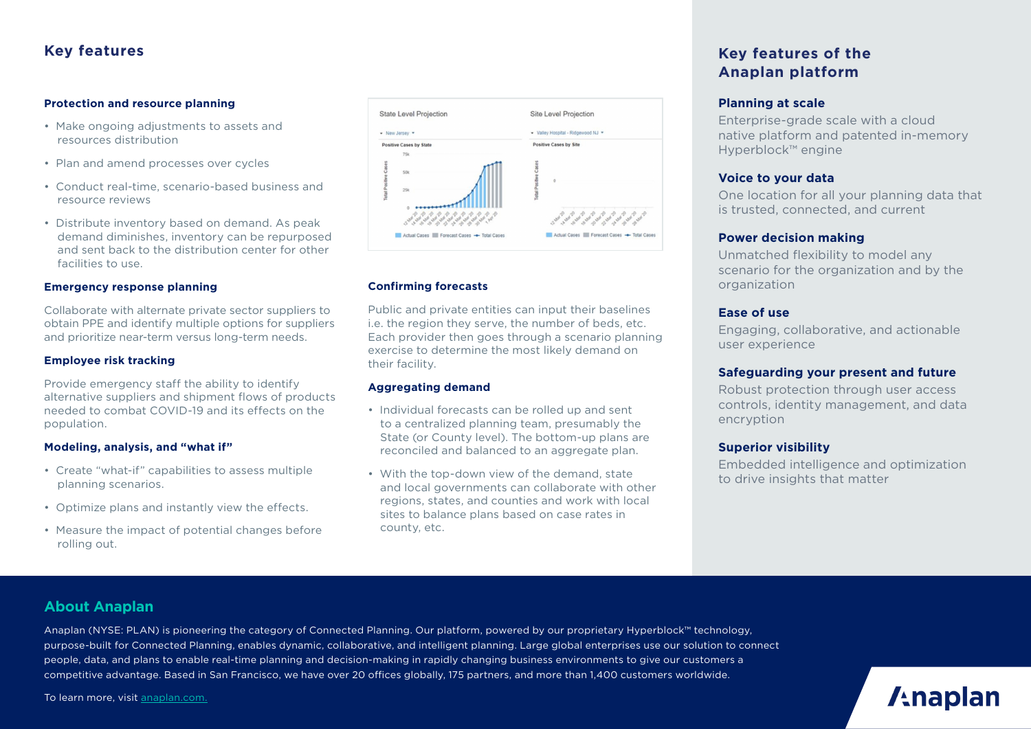## Key features

### Protection and resource planning

- Make ongoing adjustments to assets and resources distribution
- Plan and amend processes over cycles
- Conduct real-time, scenario-based business and resource reviews
- Distribute inventory based on demand. As peak demand diminishes, inventory can be repurposed and sent back to the distribution center for other facilities to use.

### Emergency response planning

Collaborate with alternate private sector suppliers to obtain PPE and identify multiple options for suppliers and prioritize near-term versus long-term needs.

### Employee risk tracking

Provide emergency staff the ability to identify alternative suppliers and shipment flows of products needed to combat COVID-19 and its effects on the population.

### Modeling, analysis, and "what if"

- Create "what-if" capabilities to assess multiple planning scenarios.
- Optimize plans and instantly view the effects.
- Measure the impact of potential changes before rolling out.

State Level Projection

New Jersey

Positive Cases by State

Total Positive Cases

75k

50k

25k

0

Actual Cases | Forecast Cases | Total Cases

Site Level Projection

Valley Hospital - Ridgewood NJ

Positive Cases by Site

Total Positive Cases

0

Actual Cases | Forecast Cases | Total Cases

### Confirming forecasts

Public and private entities can input their baselines i.e. the region they serve, the number of beds, etc. Each provider then goes through a scenario planning exercise to determine the most likely demand on their facility.

### Aggregating demand

- Individual forecasts can be rolled up and sent to a centralized planning team, presumably the State (or County level). The bottom-up plans are reconciled and balanced to an aggregate plan.
- With the top-down view of the demand, state and local governments can collaborate with other regions, states, and counties and work with local sites to balance plans based on case rates in county, etc.

## Key features of the Anaplan platform

### Planning at scale

Enterprise-grade scale with a cloud native platform and patented in-memory Hyperblock™ engine

### Voice to your data

One location for all your planning data that is trusted, connected, and current

### Power decision making

Unmatched flexibility to model any scenario for the organization and by the organization

### Ease of use

Engaging, collaborative, and actionable user experience

### Safeguarding your present and future

Robust protection through user access controls, identity management, and data encryption

### Superior visibility

Embedded intelligence and optimization to drive insights that matter

## About Anaplan

Anaplan (NYSE: PLAN) is pioneering the category of Connected Planning. Our platform, powered by our proprietary Hyperblock™ technology, purpose-built for Connected Planning, enables dynamic, collaborative, and intelligent planning. Large global enterprises use our solution to connect people, data, and plans to enable real-time planning and decision-making in rapidly changing business environments to give our customers a competitive advantage. Based in San Francisco, we have over 20 offices globally, 175 partners, and more than 1,400 customers worldwide.

To learn more, visit anaplan.com.

Anaplan